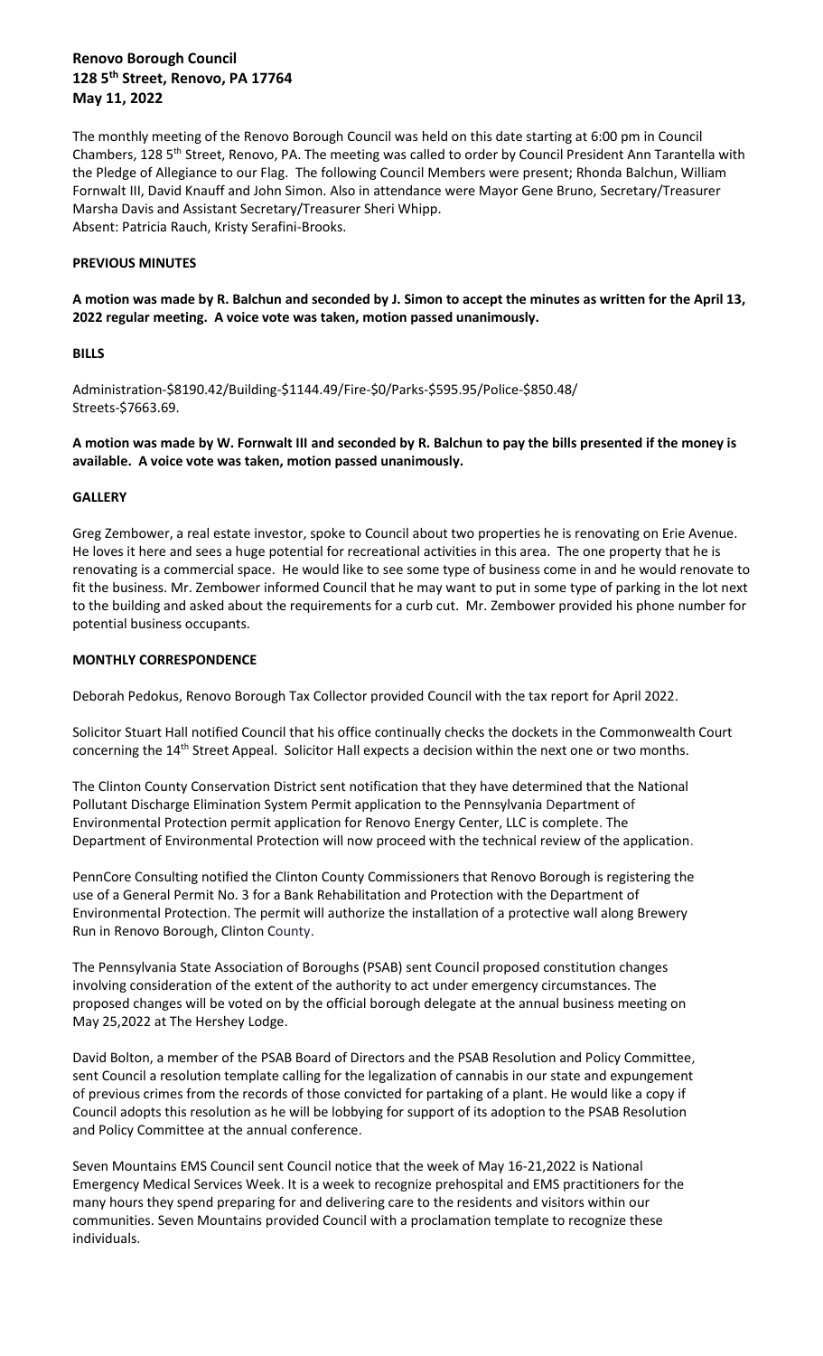# Renovo Borough Council
## 128 5th Street, Renovo, PA 17764
## May 11, 2022

The monthly meeting of the Renovo Borough Council was held on this date starting at 6:00 pm in Council Chambers, 128 5th Street, Renovo, PA. The meeting was called to order by Council President Ann Tarantella with the Pledge of Allegiance to our Flag. The following Council Members were present; Rhonda Balchun, William Fornwalt III, David Knauff and John Simon. Also in attendance were Mayor Gene Bruno, Secretary/Treasurer Marsha Davis and Assistant Secretary/Treasurer Sheri Whipp.
Absent: Patricia Rauch, Kristy Serafini-Brooks.

**PREVIOUS MINUTES**

**A motion was made by R. Balchun and seconded by J. Simon to accept the minutes as written for the April 13, 2022 regular meeting. A voice vote was taken, motion passed unanimously.**

**BILLS**

Administration-$8190.42/Building-$1144.49/Fire-$0/Parks-$595.95/Police-$850.48/
Streets-$7663.69.

**A motion was made by W. Fornwalt III and seconded by R. Balchun to pay the bills presented if the money is available. A voice vote was taken, motion passed unanimously.**

**GALLERY**

Greg Zembower, a real estate investor, spoke to Council about two properties he is renovating on Erie Avenue. He loves it here and sees a huge potential for recreational activities in this area. The one property that he is renovating is a commercial space. He would like to see some type of business come in and he would renovate to fit the business. Mr. Zembower informed Council that he may want to put in some type of parking in the lot next to the building and asked about the requirements for a curb cut. Mr. Zembower provided his phone number for potential business occupants.

**MONTHLY CORRESPONDENCE**

Deborah Pedokus, Renovo Borough Tax Collector provided Council with the tax report for April 2022.

Solicitor Stuart Hall notified Council that his office continually checks the dockets in the Commonwealth Court concerning the 14th Street Appeal. Solicitor Hall expects a decision within the next one or two months.

The Clinton County Conservation District sent notification that they have determined that the National Pollutant Discharge Elimination System Permit application to the Pennsylvania Department of Environmental Protection permit application for Renovo Energy Center, LLC is complete. The Department of Environmental Protection will now proceed with the technical review of the application.

PennCore Consulting notified the Clinton County Commissioners that Renovo Borough is registering the use of a General Permit No. 3 for a Bank Rehabilitation and Protection with the Department of Environmental Protection. The permit will authorize the installation of a protective wall along Brewery Run in Renovo Borough, Clinton County.

The Pennsylvania State Association of Boroughs (PSAB) sent Council proposed constitution changes involving consideration of the extent of the authority to act under emergency circumstances. The proposed changes will be voted on by the official borough delegate at the annual business meeting on May 25,2022 at The Hershey Lodge.

David Bolton, a member of the PSAB Board of Directors and the PSAB Resolution and Policy Committee, sent Council a resolution template calling for the legalization of cannabis in our state and expungement of previous crimes from the records of those convicted for partaking of a plant. He would like a copy if Council adopts this resolution as he will be lobbying for support of its adoption to the PSAB Resolution and Policy Committee at the annual conference.

Seven Mountains EMS Council sent Council notice that the week of May 16-21,2022 is National Emergency Medical Services Week. It is a week to recognize prehospital and EMS practitioners for the many hours they spend preparing for and delivering care to the residents and visitors within our communities. Seven Mountains provided Council with a proclamation template to recognize these individuals.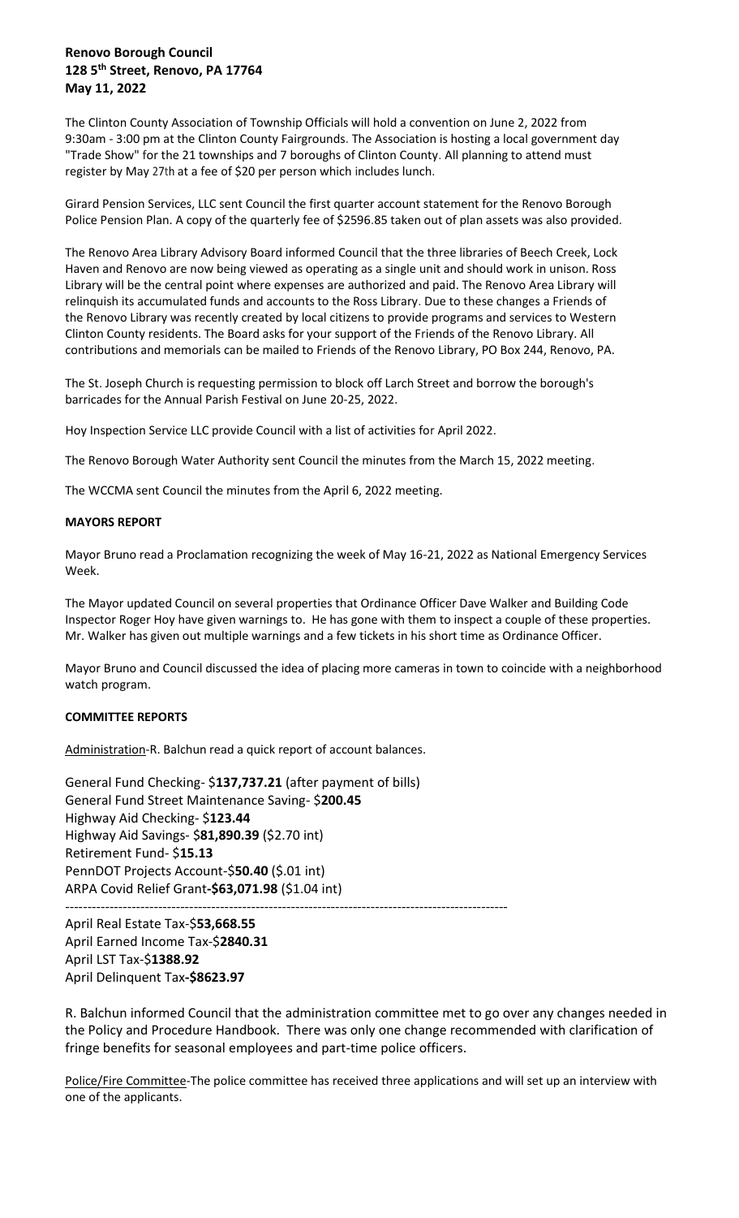**Renovo Borough Council**
**128 5th Street, Renovo, PA 17764**
**May 11, 2022**

The Clinton County Association of Township Officials will hold a convention on June 2, 2022 from 9:30am - 3:00 pm at the Clinton County Fairgrounds. The Association is hosting a local government day "Trade Show" for the 21 townships and 7 boroughs of Clinton County. All planning to attend must register by May 27th at a fee of $20 per person which includes lunch.

Girard Pension Services, LLC sent Council the first quarter account statement for the Renovo Borough Police Pension Plan. A copy of the quarterly fee of $2596.85 taken out of plan assets was also provided.

The Renovo Area Library Advisory Board informed Council that the three libraries of Beech Creek, Lock Haven and Renovo are now being viewed as operating as a single unit and should work in unison. Ross Library will be the central point where expenses are authorized and paid. The Renovo Area Library will relinquish its accumulated funds and accounts to the Ross Library. Due to these changes a Friends of the Renovo Library was recently created by local citizens to provide programs and services to Western Clinton County residents. The Board asks for your support of the Friends of the Renovo Library. All contributions and memorials can be mailed to Friends of the Renovo Library, PO Box 244, Renovo, PA.

The St. Joseph Church is requesting permission to block off Larch Street and borrow the borough's barricades for the Annual Parish Festival on June 20-25, 2022.

Hoy Inspection Service LLC provide Council with a list of activities for April 2022.

The Renovo Borough Water Authority sent Council the minutes from the March 15, 2022 meeting.

The WCCMA sent Council the minutes from the April 6, 2022 meeting.

**MAYORS REPORT**

Mayor Bruno read a Proclamation recognizing the week of May 16-21, 2022 as National Emergency Services Week.

The Mayor updated Council on several properties that Ordinance Officer Dave Walker and Building Code Inspector Roger Hoy have given warnings to. He has gone with them to inspect a couple of these properties. Mr. Walker has given out multiple warnings and a few tickets in his short time as Ordinance Officer.

Mayor Bruno and Council discussed the idea of placing more cameras in town to coincide with a neighborhood watch program.

**COMMITTEE REPORTS**

Administration-R. Balchun read a quick report of account balances.

General Fund Checking- $**137,737.21** (after payment of bills)
General Fund Street Maintenance Saving- $**200.45**
Highway Aid Checking- $**123.44**
Highway Aid Savings- $**81,890.39** ($2.70 int)
Retirement Fund- $**15.13**
PennDOT Projects Account-$**50.40** ($.01 int)
ARPA Covid Relief Grant**-$63,071.98** ($1.04 int)

---

April Real Estate Tax-$**53,668.55**
April Earned Income Tax-$**2840.31**
April LST Tax-$**1388.92**
April Delinquent Tax**-$8623.97**

R. Balchun informed Council that the administration committee met to go over any changes needed in the Policy and Procedure Handbook. There was only one change recommended with clarification of fringe benefits for seasonal employees and part-time police officers.

Police/Fire Committee-The police committee has received three applications and will set up an interview with one of the applicants.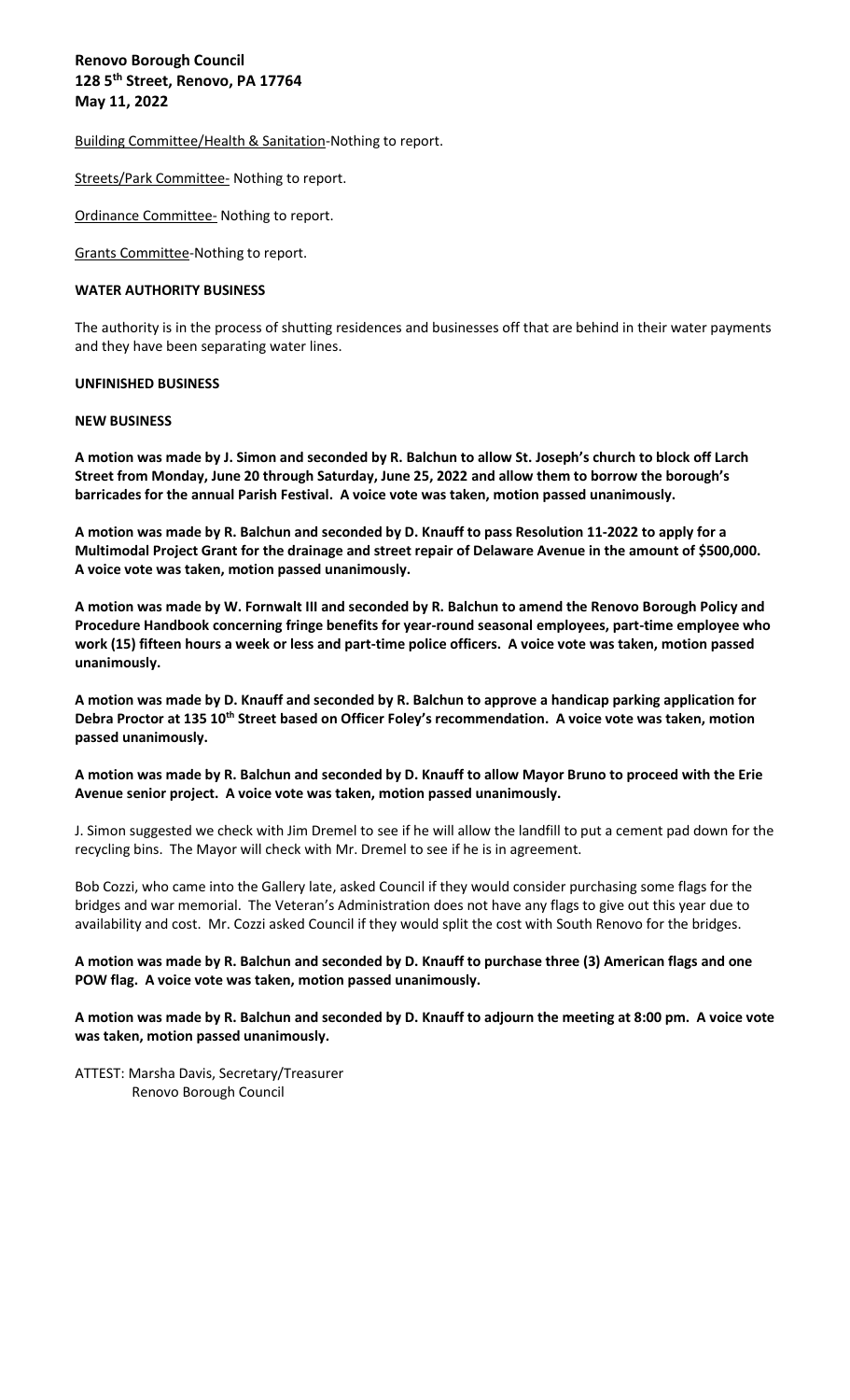**Renovo Borough Council**
**128 5th Street, Renovo, PA 17764**
**May 11, 2022**

Building Committee/Health & Sanitation-Nothing to report.

Streets/Park Committee- Nothing to report.

Ordinance Committee- Nothing to report.

Grants Committee-Nothing to report.

**WATER AUTHORITY BUSINESS**

The authority is in the process of shutting residences and businesses off that are behind in their water payments and they have been separating water lines.

**UNFINISHED BUSINESS**

**NEW BUSINESS**

**A motion was made by J. Simon and seconded by R. Balchun to allow St. Joseph's church to block off Larch Street from Monday, June 20 through Saturday, June 25, 2022 and allow them to borrow the borough's barricades for the annual Parish Festival. A voice vote was taken, motion passed unanimously.**

**A motion was made by R. Balchun and seconded by D. Knauff to pass Resolution 11-2022 to apply for a Multimodal Project Grant for the drainage and street repair of Delaware Avenue in the amount of $500,000. A voice vote was taken, motion passed unanimously.**

**A motion was made by W. Fornwalt III and seconded by R. Balchun to amend the Renovo Borough Policy and Procedure Handbook concerning fringe benefits for year-round seasonal employees, part-time employee who work (15) fifteen hours a week or less and part-time police officers. A voice vote was taken, motion passed unanimously.**

**A motion was made by D. Knauff and seconded by R. Balchun to approve a handicap parking application for Debra Proctor at 135 10th Street based on Officer Foley's recommendation. A voice vote was taken, motion passed unanimously.**

**A motion was made by R. Balchun and seconded by D. Knauff to allow Mayor Bruno to proceed with the Erie Avenue senior project. A voice vote was taken, motion passed unanimously.**

J. Simon suggested we check with Jim Dremel to see if he will allow the landfill to put a cement pad down for the recycling bins. The Mayor will check with Mr. Dremel to see if he is in agreement.

Bob Cozzi, who came into the Gallery late, asked Council if they would consider purchasing some flags for the bridges and war memorial. The Veteran's Administration does not have any flags to give out this year due to availability and cost. Mr. Cozzi asked Council if they would split the cost with South Renovo for the bridges.

**A motion was made by R. Balchun and seconded by D. Knauff to purchase three (3) American flags and one POW flag. A voice vote was taken, motion passed unanimously.**

**A motion was made by R. Balchun and seconded by D. Knauff to adjourn the meeting at 8:00 pm. A voice vote was taken, motion passed unanimously.**

ATTEST: Marsha Davis, Secretary/Treasurer
Renovo Borough Council